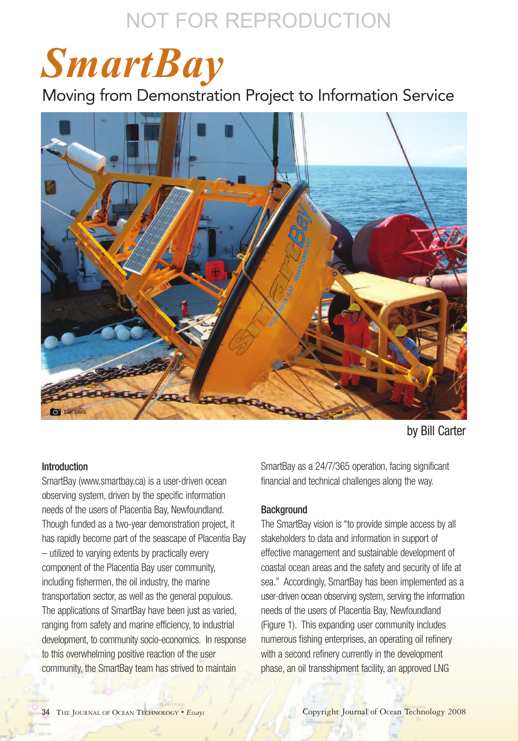NOT FOR REPRODUCTION

# SmartBay

## Moving from Demonstration Project to Information Service

ERIC DAVIS

by Bill Carter

### Introduction

SmartBay (www.smartbay.ca) is a user-driven ocean observing system, driven by the specific information needs of the users of Placentia Bay, Newfoundland. Though funded as a two-year demonstration project, it has rapidly become part of the seascape of Placentia Bay – utilized to varying extents by practically every component of the Placentia Bay user community, including fishermen, the oil industry, the marine transportation sector, as well as the general populous. The applications of SmartBay have been just as varied, ranging from safety and marine efficiency, to industrial development, to community socio-economics. In response to this overwhelming positive reaction of the user community, the SmartBay team has strived to maintain SmartBay as a 24/7/365 operation, facing significant financial and technical challenges along the way.

### Background

The SmartBay vision is "to provide simple access by all stakeholders to data and information in support of effective management and sustainable development of coastal ocean areas and the safety and security of life at sea." Accordingly, SmartBay has been implemented as a user-driven ocean observing system, serving the information needs of the users of Placentia Bay, Newfoundland (Figure 1). This expanding user community includes numerous fishing enterprises, an operating oil refinery with a second refinery currently in the development phase, an oil transshipment facility, an approved LNG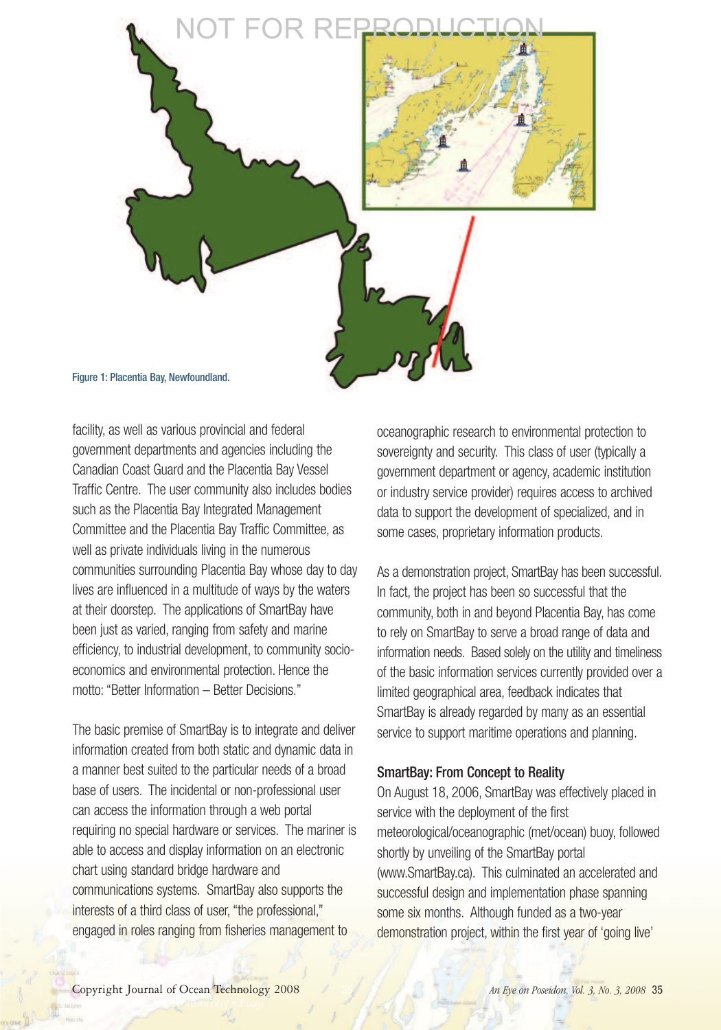Figure 1: Placentia Bay, Newfoundland.

facility, as well as various provincial and federal government departments and agencies including the Canadian Coast Guard and the Placentia Bay Vessel Traffic Centre. The user community also includes bodies such as the Placentia Bay Integrated Management Committee and the Placentia Bay Traffic Committee, as well as private individuals living in the numerous communities surrounding Placentia Bay whose day to day lives are influenced in a multitude of ways by the waters at their doorstep. The applications of SmartBay have been just as varied, ranging from safety and marine efficiency, to industrial development, to community socio-economics and environmental protection. Hence the motto: "Better Information – Better Decisions."

The basic premise of SmartBay is to integrate and deliver information created from both static and dynamic data in a manner best suited to the particular needs of a broad base of users. The incidental or non-professional user can access the information through a web portal requiring no special hardware or services. The mariner is able to access and display information on an electronic chart using standard bridge hardware and communications systems. SmartBay also supports the interests of a third class of user, "the professional," engaged in roles ranging from fisheries management to oceanographic research to environmental protection to sovereignty and security. This class of user (typically a government department or agency, academic institution or industry service provider) requires access to archived data to support the development of specialized, and in some cases, proprietary information products.

As a demonstration project, SmartBay has been successful. In fact, the project has been so successful that the community, both in and beyond Placentia Bay, has come to rely on SmartBay to serve a broad range of data and information needs. Based solely on the utility and timeliness of the basic information services currently provided over a limited geographical area, feedback indicates that SmartBay is already regarded by many as an essential service to support maritime operations and planning.

### SmartBay: From Concept to Reality

On August 18, 2006, SmartBay was effectively placed in service with the deployment of the first meteorological/oceanographic (met/ocean) buoy, followed shortly by unveiling of the SmartBay portal (www.SmartBay.ca). This culminated an accelerated and successful design and implementation phase spanning some six months. Although funded as a two-year demonstration project, within the first year of 'going live'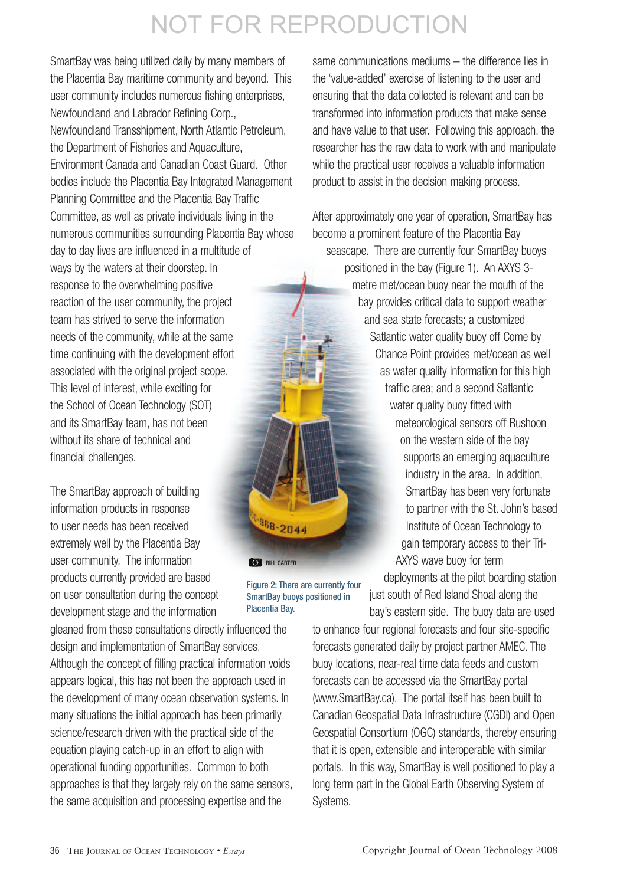SmartBay was being utilized daily by many members of the Placentia Bay maritime community and beyond. This user community includes numerous fishing enterprises, Newfoundland and Labrador Refining Corp., Newfoundland Transshipment, North Atlantic Petroleum, the Department of Fisheries and Aquaculture, Environment Canada and Canadian Coast Guard. Other bodies include the Placentia Bay Integrated Management Planning Committee and the Placentia Bay Traffic Committee, as well as private individuals living in the numerous communities surrounding Placentia Bay whose day to day lives are influenced in a multitude of ways by the waters at their doorstep. In response to the overwhelming positive reaction of the user community, the project team has strived to serve the information needs of the community, while at the same time continuing with the development effort associated with the original project scope. This level of interest, while exciting for the School of Ocean Technology (SOT) and its SmartBay team, has not been without its share of technical and financial challenges.

The SmartBay approach of building information products in response to user needs has been received extremely well by the Placentia Bay user community. The information products currently provided are based on user consultation during the concept development stage and the information gleaned from these consultations directly influenced the design and implementation of SmartBay services. Although the concept of filling practical information voids appears logical, this has not been the approach used in the development of many ocean observation systems. In many situations the initial approach has been primarily science/research driven with the practical side of the equation playing catch-up in an effort to align with operational funding opportunities. Common to both approaches is that they largely rely on the same sensors, the same acquisition and processing expertise and the same communications mediums – the difference lies in the 'value-added' exercise of listening to the user and ensuring that the data collected is relevant and can be transformed into information products that make sense and have value to that user. Following this approach, the researcher has the raw data to work with and manipulate while the practical user receives a valuable information product to assist in the decision making process.

BILL CARTER

Figure 2: There are currently four SmartBay buoys positioned in Placentia Bay.

After approximately one year of operation, SmartBay has become a prominent feature of the Placentia Bay seascape. There are currently four SmartBay buoys positioned in the bay (Figure 1). An AXYS 3-metre met/ocean buoy near the mouth of the bay provides critical data to support weather and sea state forecasts; a customized Satlantic water quality buoy off Come by Chance Point provides met/ocean as well as water quality information for this high traffic area; and a second Satlantic water quality buoy fitted with meteorological sensors off Rushoon on the western side of the bay supports an emerging aquaculture industry in the area. In addition, SmartBay has been very fortunate to partner with the St. John's based Institute of Ocean Technology to gain temporary access to their Tri-AXYS wave buoy for term deployments at the pilot boarding station just south of Red Island Shoal along the bay's eastern side. The buoy data are used to enhance four regional forecasts and four site-specific forecasts generated daily by project partner AMEC. The buoy locations, near-real time data feeds and custom forecasts can be accessed via the SmartBay portal (www.SmartBay.ca). The portal itself has been built to Canadian Geospatial Data Infrastructure (CGDI) and Open Geospatial Consortium (OGC) standards, thereby ensuring that it is open, extensible and interoperable with similar portals. In this way, SmartBay is well positioned to play a long term part in the Global Earth Observing System of Systems.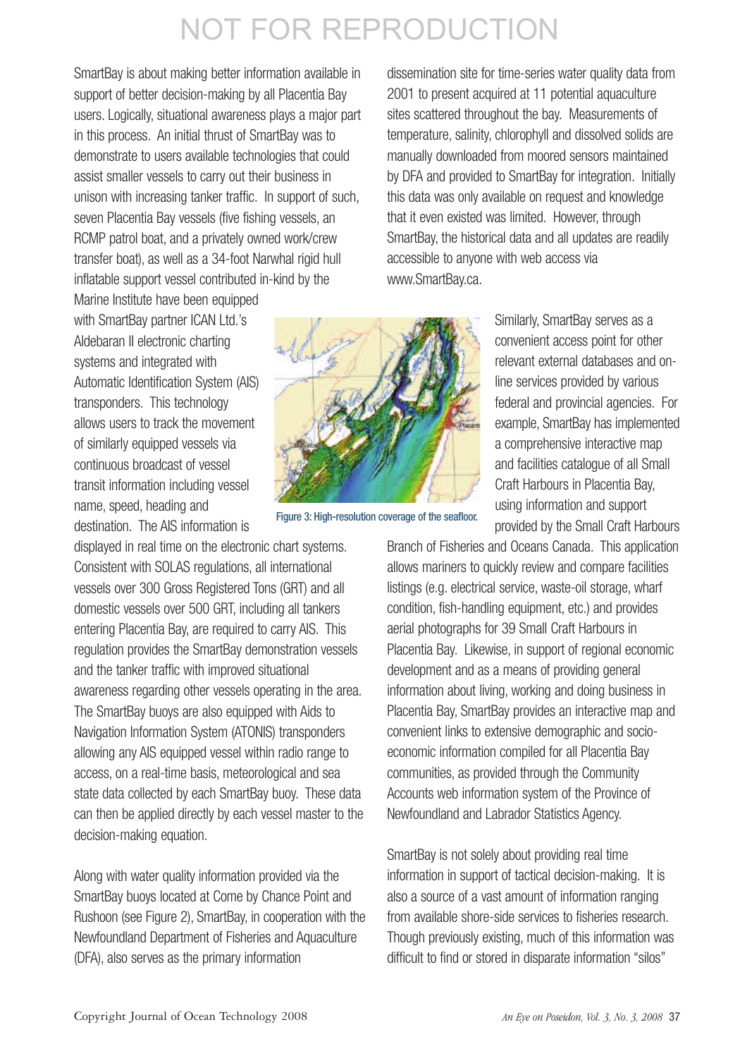SmartBay is about making better information available in support of better decision-making by all Placentia Bay users. Logically, situational awareness plays a major part in this process. An initial thrust of SmartBay was to demonstrate to users available technologies that could assist smaller vessels to carry out their business in unison with increasing tanker traffic. In support of such, seven Placentia Bay vessels (five fishing vessels, an RCMP patrol boat, and a privately owned work/crew transfer boat), as well as a 34-foot Narwhal rigid hull inflatable support vessel contributed in-kind by the Marine Institute have been equipped with SmartBay partner ICAN Ltd.'s Aldebaran II electronic charting systems and integrated with Automatic Identification System (AIS) transponders. This technology allows users to track the movement of similarly equipped vessels via continuous broadcast of vessel transit information including vessel name, speed, heading and destination. The AIS information is displayed in real time on the electronic chart systems. Consistent with SOLAS regulations, all international vessels over 300 Gross Registered Tons (GRT) and all domestic vessels over 500 GRT, including all tankers entering Placentia Bay, are required to carry AIS. This regulation provides the SmartBay demonstration vessels and the tanker traffic with improved situational awareness regarding other vessels operating in the area. The SmartBay buoys are also equipped with Aids to Navigation Information System (ATONIS) transponders allowing any AIS equipped vessel within radio range to access, on a real-time basis, meteorological and sea state data collected by each SmartBay buoy. These data can then be applied directly by each vessel master to the decision-making equation.

Figure 3: High-resolution coverage of the seafloor.

Along with water quality information provided via the SmartBay buoys located at Come by Chance Point and Rushoon (see Figure 2), SmartBay, in cooperation with the Newfoundland Department of Fisheries and Aquaculture (DFA), also serves as the primary information dissemination site for time-series water quality data from 2001 to present acquired at 11 potential aquaculture sites scattered throughout the bay. Measurements of temperature, salinity, chlorophyll and dissolved solids are manually downloaded from moored sensors maintained by DFA and provided to SmartBay for integration. Initially this data was only available on request and knowledge that it even existed was limited. However, through SmartBay, the historical data and all updates are readily accessible to anyone with web access via www.SmartBay.ca.

Similarly, SmartBay serves as a convenient access point for other relevant external databases and on-line services provided by various federal and provincial agencies. For example, SmartBay has implemented a comprehensive interactive map and facilities catalogue of all Small Craft Harbours in Placentia Bay, using information and support provided by the Small Craft Harbours Branch of Fisheries and Oceans Canada. This application allows mariners to quickly review and compare facilities listings (e.g. electrical service, waste-oil storage, wharf condition, fish-handling equipment, etc.) and provides aerial photographs for 39 Small Craft Harbours in Placentia Bay. Likewise, in support of regional economic development and as a means of providing general information about living, working and doing business in Placentia Bay, SmartBay provides an interactive map and convenient links to extensive demographic and socio-economic information compiled for all Placentia Bay communities, as provided through the Community Accounts web information system of the Province of Newfoundland and Labrador Statistics Agency.

SmartBay is not solely about providing real time information in support of tactical decision-making. It is also a source of a vast amount of information ranging from available shore-side services to fisheries research. Though previously existing, much of this information was difficult to find or stored in disparate information "silos"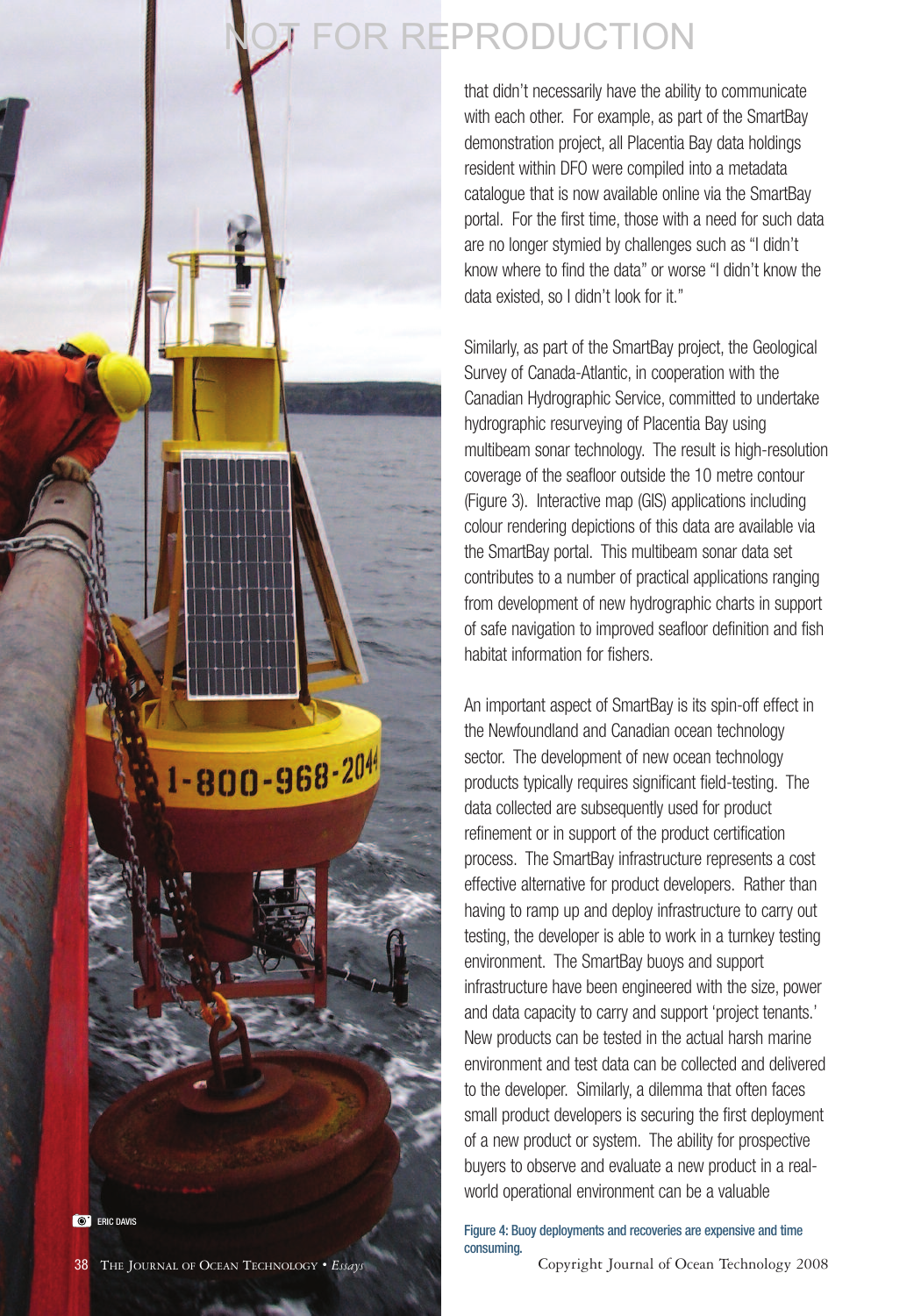that didn't necessarily have the ability to communicate with each other. For example, as part of the SmartBay demonstration project, all Placentia Bay data holdings resident within DFO were compiled into a metadata catalogue that is now available online via the SmartBay portal. For the first time, those with a need for such data are no longer stymied by challenges such as "I didn't know where to find the data" or worse "I didn't know the data existed, so I didn't look for it."

Similarly, as part of the SmartBay project, the Geological Survey of Canada-Atlantic, in cooperation with the Canadian Hydrographic Service, committed to undertake hydrographic resurveying of Placentia Bay using multibeam sonar technology. The result is high-resolution coverage of the seafloor outside the 10 metre contour (Figure 3). Interactive map (GIS) applications including colour rendering depictions of this data are available via the SmartBay portal. This multibeam sonar data set contributes to a number of practical applications ranging from development of new hydrographic charts in support of safe navigation to improved seafloor definition and fish habitat information for fishers.

An important aspect of SmartBay is its spin-off effect in the Newfoundland and Canadian ocean technology sector. The development of new ocean technology products typically requires significant field-testing. The data collected are subsequently used for product refinement or in support of the product certification process. The SmartBay infrastructure represents a cost effective alternative for product developers. Rather than having to ramp up and deploy infrastructure to carry out testing, the developer is able to work in a turnkey testing environment. The SmartBay buoys and support infrastructure have been engineered with the size, power and data capacity to carry and support 'project tenants.' New products can be tested in the actual harsh marine environment and test data can be collected and delivered to the developer. Similarly, a dilemma that often faces small product developers is securing the first deployment of a new product or system. The ability for prospective buyers to observe and evaluate a new product in a real-world operational environment can be a valuable

ERIC DAVIS

**Figure 4: Buoy deployments and recoveries are expensive and time consuming.**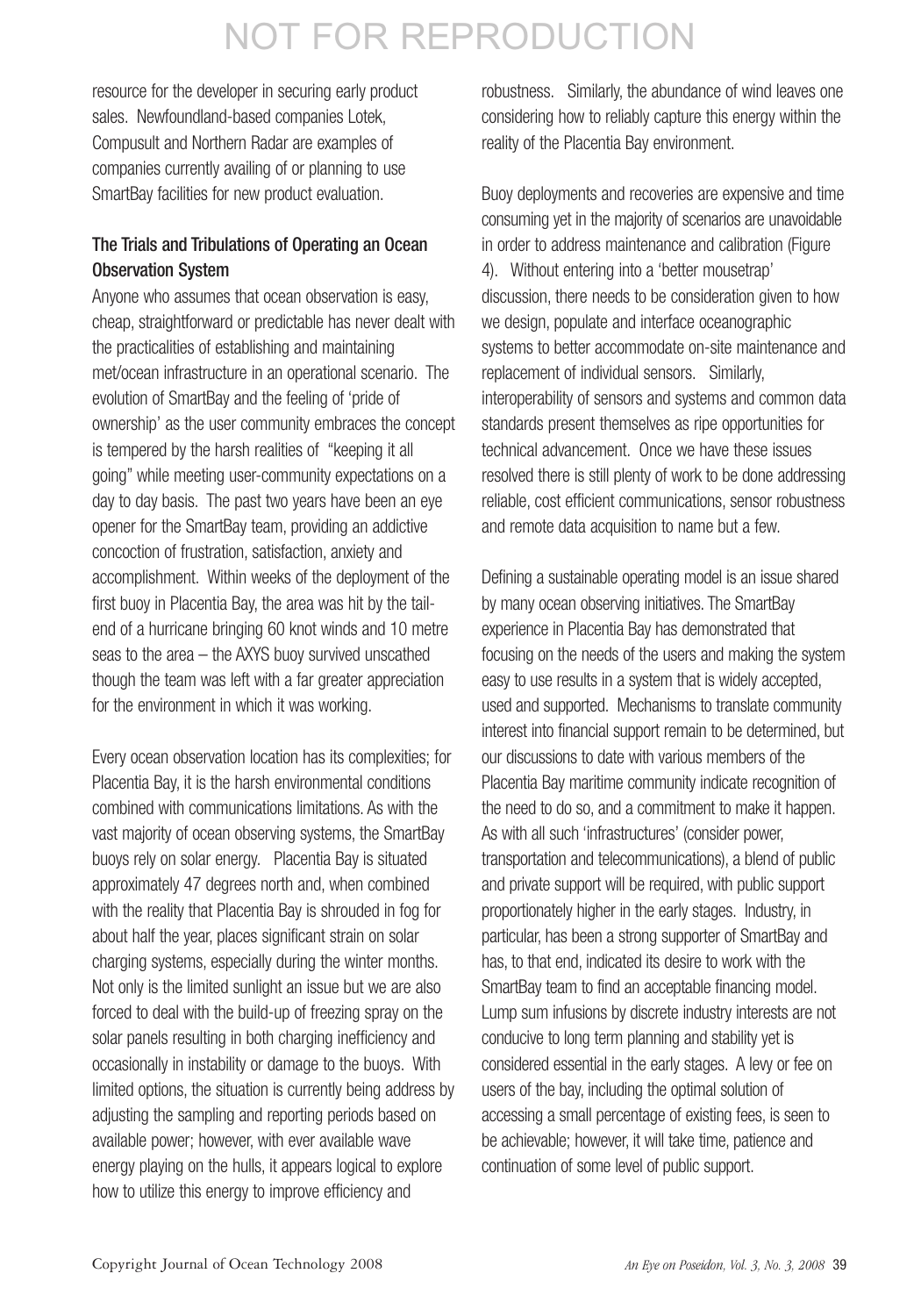resource for the developer in securing early product sales. Newfoundland-based companies Lotek, Compusult and Northern Radar are examples of companies currently availing of or planning to use SmartBay facilities for new product evaluation.

### The Trials and Tribulations of Operating an Ocean Observation System

Anyone who assumes that ocean observation is easy, cheap, straightforward or predictable has never dealt with the practicalities of establishing and maintaining met/ocean infrastructure in an operational scenario. The evolution of SmartBay and the feeling of 'pride of ownership' as the user community embraces the concept is tempered by the harsh realities of "keeping it all going" while meeting user-community expectations on a day to day basis. The past two years have been an eye opener for the SmartBay team, providing an addictive concoction of frustration, satisfaction, anxiety and accomplishment. Within weeks of the deployment of the first buoy in Placentia Bay, the area was hit by the tail-end of a hurricane bringing 60 knot winds and 10 metre seas to the area – the AXYS buoy survived unscathed though the team was left with a far greater appreciation for the environment in which it was working.

Every ocean observation location has its complexities; for Placentia Bay, it is the harsh environmental conditions combined with communications limitations. As with the vast majority of ocean observing systems, the SmartBay buoys rely on solar energy. Placentia Bay is situated approximately 47 degrees north and, when combined with the reality that Placentia Bay is shrouded in fog for about half the year, places significant strain on solar charging systems, especially during the winter months. Not only is the limited sunlight an issue but we are also forced to deal with the build-up of freezing spray on the solar panels resulting in both charging inefficiency and occasionally in instability or damage to the buoys. With limited options, the situation is currently being address by adjusting the sampling and reporting periods based on available power; however, with ever available wave energy playing on the hulls, it appears logical to explore how to utilize this energy to improve efficiency and robustness. Similarly, the abundance of wind leaves one considering how to reliably capture this energy within the reality of the Placentia Bay environment.

Buoy deployments and recoveries are expensive and time consuming yet in the majority of scenarios are unavoidable in order to address maintenance and calibration (Figure 4). Without entering into a 'better mousetrap' discussion, there needs to be consideration given to how we design, populate and interface oceanographic systems to better accommodate on-site maintenance and replacement of individual sensors. Similarly, interoperability of sensors and systems and common data standards present themselves as ripe opportunities for technical advancement. Once we have these issues resolved there is still plenty of work to be done addressing reliable, cost efficient communications, sensor robustness and remote data acquisition to name but a few.

Defining a sustainable operating model is an issue shared by many ocean observing initiatives. The SmartBay experience in Placentia Bay has demonstrated that focusing on the needs of the users and making the system easy to use results in a system that is widely accepted, used and supported. Mechanisms to translate community interest into financial support remain to be determined, but our discussions to date with various members of the Placentia Bay maritime community indicate recognition of the need to do so, and a commitment to make it happen. As with all such 'infrastructures' (consider power, transportation and telecommunications), a blend of public and private support will be required, with public support proportionately higher in the early stages. Industry, in particular, has been a strong supporter of SmartBay and has, to that end, indicated its desire to work with the SmartBay team to find an acceptable financing model. Lump sum infusions by discrete industry interests are not conducive to long term planning and stability yet is considered essential in the early stages. A levy or fee on users of the bay, including the optimal solution of accessing a small percentage of existing fees, is seen to be achievable; however, it will take time, patience and continuation of some level of public support.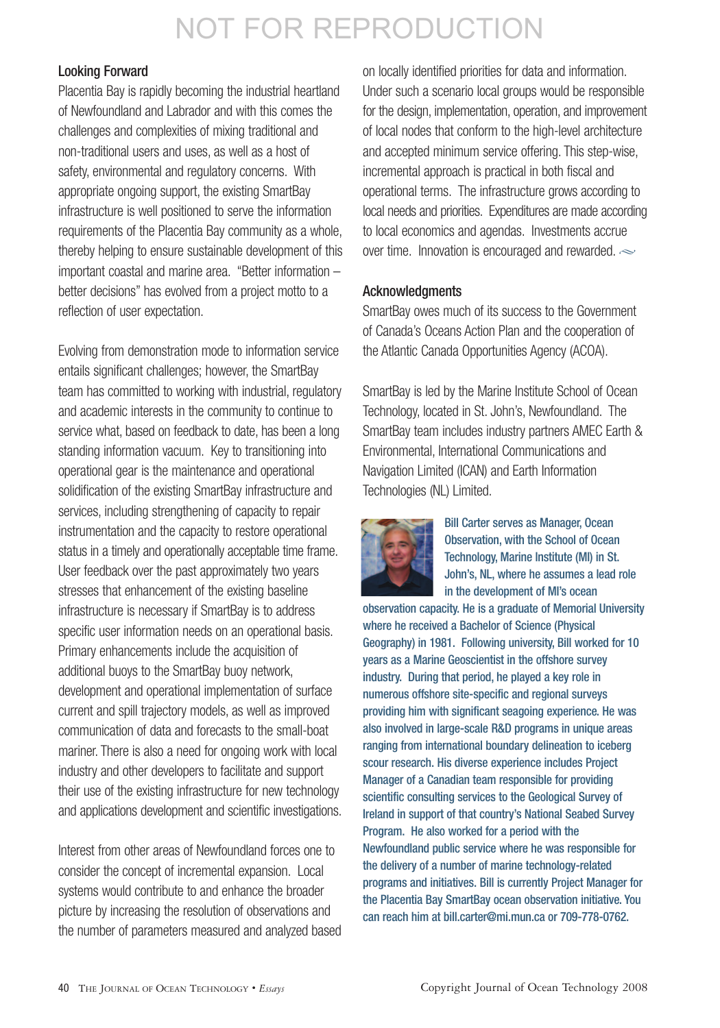NOT FOR REPRODUCTION

## Looking Forward

Placentia Bay is rapidly becoming the industrial heartland of Newfoundland and Labrador and with this comes the challenges and complexities of mixing traditional and non-traditional users and uses, as well as a host of safety, environmental and regulatory concerns. With appropriate ongoing support, the existing SmartBay infrastructure is well positioned to serve the information requirements of the Placentia Bay community as a whole, thereby helping to ensure sustainable development of this important coastal and marine area. "Better information – better decisions" has evolved from a project motto to a reflection of user expectation.

Evolving from demonstration mode to information service entails significant challenges; however, the SmartBay team has committed to working with industrial, regulatory and academic interests in the community to continue to service what, based on feedback to date, has been a long standing information vacuum. Key to transitioning into operational gear is the maintenance and operational solidification of the existing SmartBay infrastructure and services, including strengthening of capacity to repair instrumentation and the capacity to restore operational status in a timely and operationally acceptable time frame. User feedback over the past approximately two years stresses that enhancement of the existing baseline infrastructure is necessary if SmartBay is to address specific user information needs on an operational basis. Primary enhancements include the acquisition of additional buoys to the SmartBay buoy network, development and operational implementation of surface current and spill trajectory models, as well as improved communication of data and forecasts to the small-boat mariner. There is also a need for ongoing work with local industry and other developers to facilitate and support their use of the existing infrastructure for new technology and applications development and scientific investigations.

Interest from other areas of Newfoundland forces one to consider the concept of incremental expansion. Local systems would contribute to and enhance the broader picture by increasing the resolution of observations and the number of parameters measured and analyzed based on locally identified priorities for data and information. Under such a scenario local groups would be responsible for the design, implementation, operation, and improvement of local nodes that conform to the high-level architecture and accepted minimum service offering. This step-wise, incremental approach is practical in both fiscal and operational terms. The infrastructure grows according to local needs and priorities. Expenditures are made according to local economics and agendas. Investments accrue over time. Innovation is encouraged and rewarded.

## Acknowledgments

SmartBay owes much of its success to the Government of Canada's Oceans Action Plan and the cooperation of the Atlantic Canada Opportunities Agency (ACOA).

SmartBay is led by the Marine Institute School of Ocean Technology, located in St. John's, Newfoundland. The SmartBay team includes industry partners AMEC Earth & Environmental, International Communications and Navigation Limited (ICAN) and Earth Information Technologies (NL) Limited.

Bill Carter serves as Manager, Ocean Observation, with the School of Ocean Technology, Marine Institute (MI) in St. John's, NL, where he assumes a lead role in the development of MI's ocean observation capacity. He is a graduate of Memorial University where he received a Bachelor of Science (Physical Geography) in 1981. Following university, Bill worked for 10 years as a Marine Geoscientist in the offshore survey industry. During that period, he played a key role in numerous offshore site-specific and regional surveys providing him with significant seagoing experience. He was also involved in large-scale R&D programs in unique areas ranging from international boundary delineation to iceberg scour research. His diverse experience includes Project Manager of a Canadian team responsible for providing scientific consulting services to the Geological Survey of Ireland in support of that country's National Seabed Survey Program. He also worked for a period with the Newfoundland public service where he was responsible for the delivery of a number of marine technology-related programs and initiatives. Bill is currently Project Manager for the Placentia Bay SmartBay ocean observation initiative. You can reach him at bill.carter@mi.mun.ca or 709-778-0762.

Copyright Journal of Ocean Technology 2008